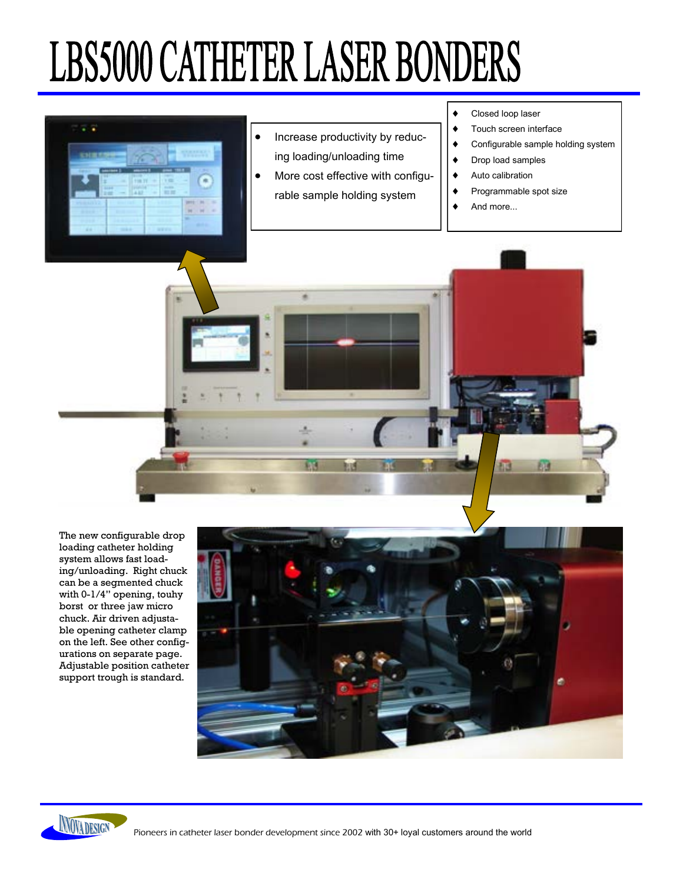# LBS5000 CATHETER LASER BONDERS

- Increase productivity by reducing loading/unloading time
- More cost effective with configurable sample holding system

- Closed loop laser
- Touch screen interface
- Configurable sample holding system
- Drop load samples
- Auto calibration
- Programmable spot size
- And more...

The new configurable drop loading catheter holding system allows fast loading/unloading. Right chuck can be a segmented chuck with 0-1/4" opening, touhy borst or three jaw micro chuck. Air driven adjustable opening catheter clamp on the left. See other configurations on separate page. Adjustable position catheter support trough is standard.

INNOVA DESIGN

*Pioneers in catheter laser bonder development since 2002 with 30+ loyal customers around the world*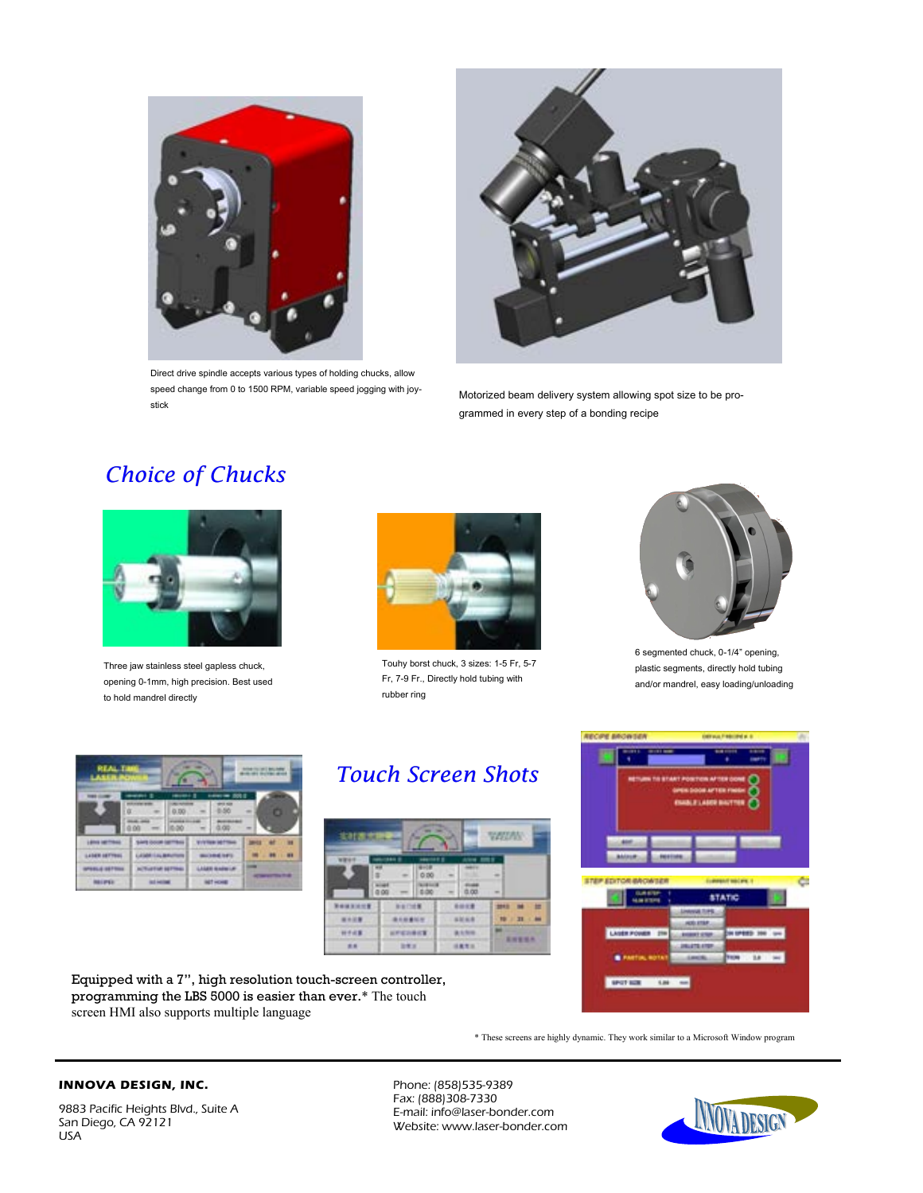Direct drive spindle accepts various types of holding chucks, allow speed change from 0 to 1500 RPM, variable speed jogging with joystick

Motorized beam delivery system allowing spot size to be programmed in every step of a bonding recipe

## *Choice of Chucks*

Three jaw stainless steel gapless chuck, opening 0-1mm, high precision. Best used to hold mandrel directly

Touhy borst chuck, 3 sizes: 1-5 Fr, 5-7 Fr, 7-9 Fr., Directly hold tubing with rubber ring

6 segmented chuck, 0-1/4" opening, plastic segments, directly hold tubing and/or mandrel, easy loading/unloading

## *Touch Screen Shots*

**Equipped with a 7", high resolution touch-screen controller, programming the LBS 5000 is easier than ever.*** The touch screen HMI also supports multiple language

* These screens are highly dynamic. They work similar to a Microsoft Window program

**INNOVA DESIGN, INC.**

9883 Pacific Heights Blvd., Suite A
San Diego, CA 92121
USA

Phone: (858)535-9389
Fax: (888)308-7330
E-mail: info@laser-bonder.com
Website: www.laser-bonder.com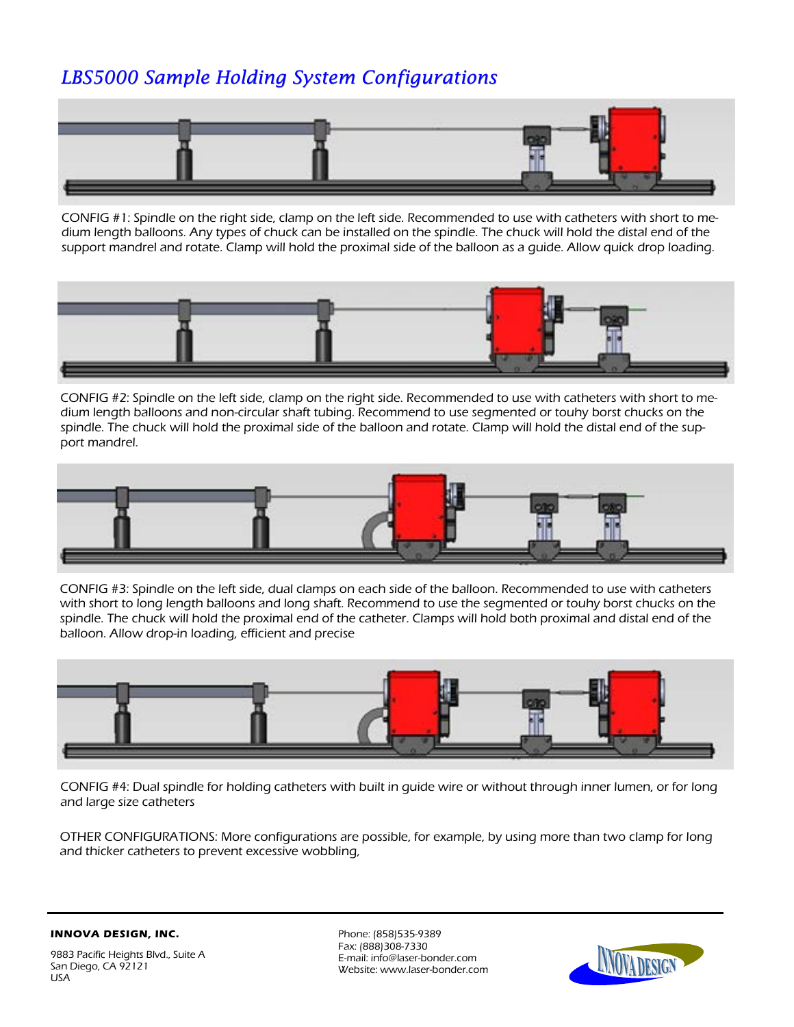## *LBS5000 Sample Holding System Configurations*

CONFIG #1: Spindle on the right side, clamp on the left side. Recommended to use with catheters with short to medium length balloons. Any types of chuck can be installed on the spindle. The chuck will hold the distal end of the support mandrel and rotate. Clamp will hold the proximal side of the balloon as a guide. Allow quick drop loading.

CONFIG #2: Spindle on the left side, clamp on the right side. Recommended to use with catheters with short to medium length balloons and non-circular shaft tubing. Recommend to use segmented or touhy borst chucks on the spindle. The chuck will hold the proximal side of the balloon and rotate. Clamp will hold the distal end of the support mandrel.

CONFIG #3: Spindle on the left side, dual clamps on each side of the balloon. Recommended to use with catheters with short to long length balloons and long shaft. Recommend to use the segmented or touhy borst chucks on the spindle. The chuck will hold the proximal end of the catheter. Clamps will hold both proximal and distal end of the balloon. Allow drop-in loading, efficient and precise

CONFIG #4: Dual spindle for holding catheters with built in guide wire or without through inner lumen, or for long and large size catheters

OTHER CONFIGURATIONS: More configurations are possible, for example, by using more than two clamp for long and thicker catheters to prevent excessive wobbling,

**INNOVA DESIGN, INC.**

9883 Pacific Heights Blvd., Suite A
San Diego, CA 92121
USA

Phone: (858)535-9389
Fax: (888)308-7330
E-mail: info@laser-bonder.com
Website: www.laser-bonder.com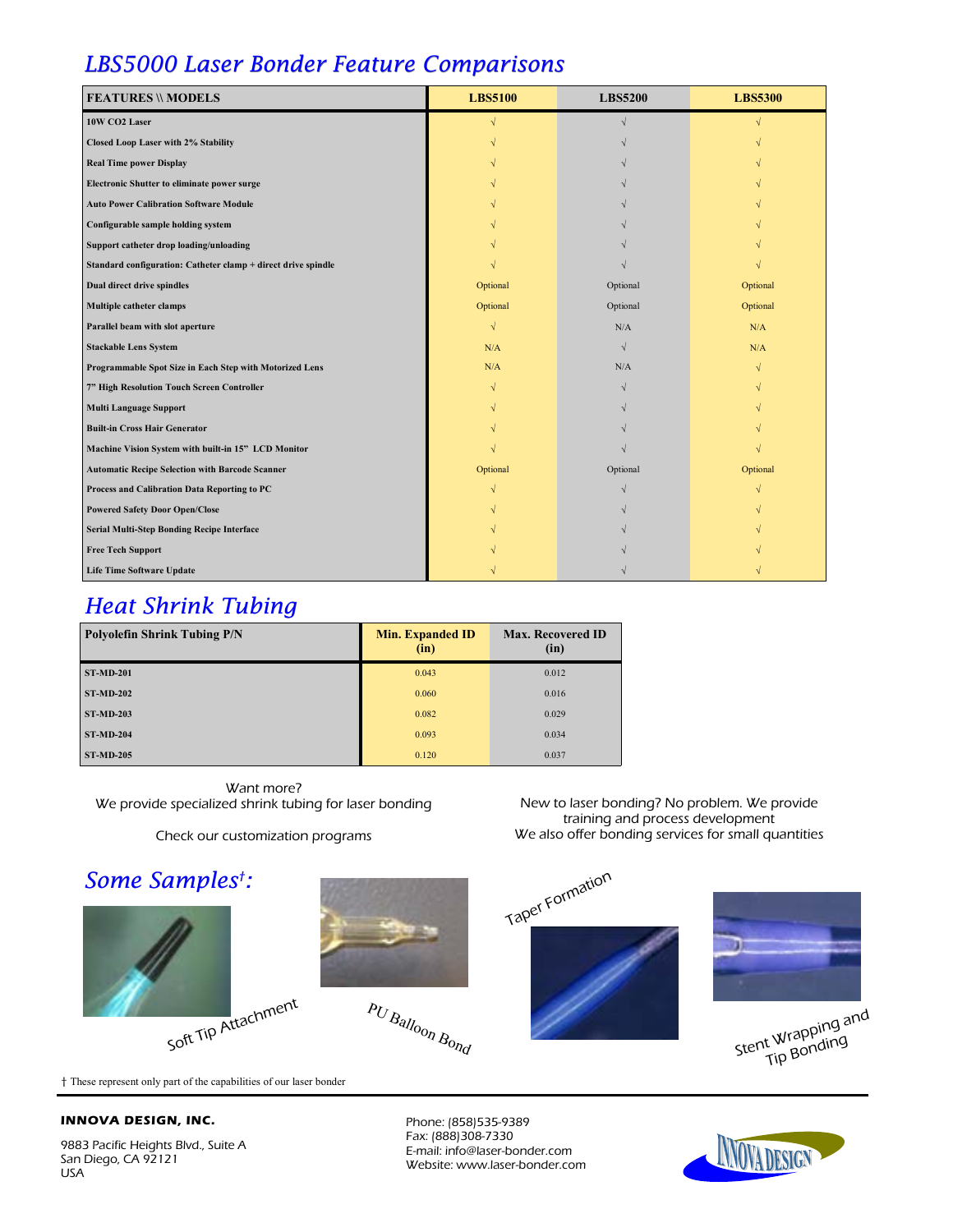## *LBS5000 Laser Bonder Feature Comparisons*

| FEATURES \\ MODELS | LBS5100 | LBS5200 | LBS5300 |
|---|---|---|---|
| 10W CO2 Laser | √ | √ | √ |
| Closed Loop Laser with 2% Stability | √ | √ | √ |
| Real Time power Display | √ | √ | √ |
| Electronic Shutter to eliminate power surge | √ | √ | √ |
| Auto Power Calibration Software Module | √ | √ | √ |
| Configurable sample holding system | √ | √ | √ |
| Support catheter drop loading/unloading | √ | √ | √ |
| Standard configuration: Catheter clamp + direct drive spindle | √ | √ | √ |
| Dual direct drive spindles | Optional | Optional | Optional |
| Multiple catheter clamps | Optional | Optional | Optional |
| Parallel beam with slot aperture | √ | N/A | N/A |
| Stackable Lens System | N/A | √ | N/A |
| Programmable Spot Size in Each Step with Motorized Lens | N/A | N/A | √ |
| 7" High Resolution Touch Screen Controller | √ | √ | √ |
| Multi Language Support | √ | √ | √ |
| Built-in Cross Hair Generator | √ | √ | √ |
| Machine Vision System with built-in 15" LCD Monitor | √ | √ | √ |
| Automatic Recipe Selection with Barcode Scanner | Optional | Optional | Optional |
| Process and Calibration Data Reporting to PC | √ | √ | √ |
| Powered Safety Door Open/Close | √ | √ | √ |
| Serial Multi-Step Bonding Recipe Interface | √ | √ | √ |
| Free Tech Support | √ | √ | √ |
| Life Time Software Update | √ | √ | √ |

## *Heat Shrink Tubing*

| Polyolefin Shrink Tubing P/N | Min. Expanded ID (in) | Max. Recovered ID (in) |
|---|---|---|
| ST-MD-201 | 0.043 | 0.012 |
| ST-MD-202 | 0.060 | 0.016 |
| ST-MD-203 | 0.082 | 0.029 |
| ST-MD-204 | 0.093 | 0.034 |
| ST-MD-205 | 0.120 | 0.037 |

Want more?
We provide specialized shrink tubing for laser bonding

Check our customization programs

New to laser bonding? No problem. We provide training and process development
We also offer bonding services for small quantities

## *Some Samples†:*

Soft Tip Attachment

PU Balloon Bond

Taper Formation

Stent Wrapping and Tip Bonding

† These represent only part of the capabilities of our laser bonder

**INNOVA DESIGN, INC.**

9883 Pacific Heights Blvd., Suite A
San Diego, CA 92121
USA

Phone: (858)535-9389
Fax: (888)308-7330
E-mail: info@laser-bonder.com
Website: www.laser-bonder.com